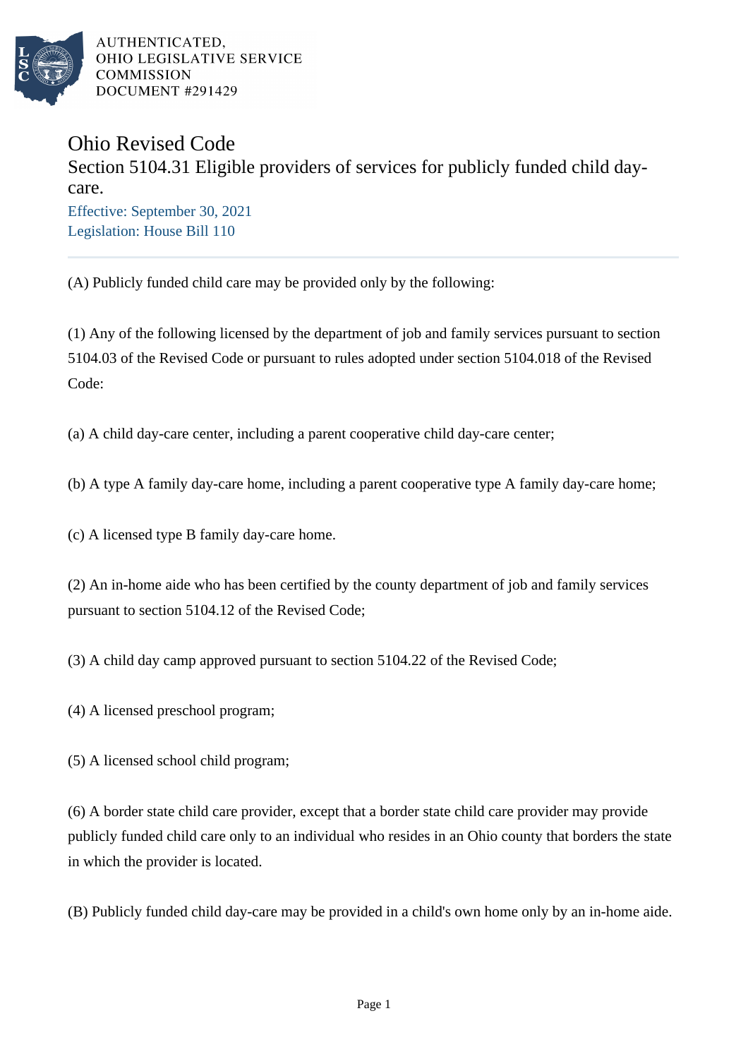AUTHENTICATED,
OHIO LEGISLATIVE SERVICE
COMMISSION
DOCUMENT #291429

# Ohio Revised Code

## Section 5104.31 Eligible providers of services for publicly funded child day-care.

Effective: September 30, 2021
Legislation: House Bill 110

(A) Publicly funded child care may be provided only by the following:

(1) Any of the following licensed by the department of job and family services pursuant to section 5104.03 of the Revised Code or pursuant to rules adopted under section 5104.018 of the Revised Code:

(a) A child day-care center, including a parent cooperative child day-care center;

(b) A type A family day-care home, including a parent cooperative type A family day-care home;

(c) A licensed type B family day-care home.

(2) An in-home aide who has been certified by the county department of job and family services pursuant to section 5104.12 of the Revised Code;

(3) A child day camp approved pursuant to section 5104.22 of the Revised Code;

(4) A licensed preschool program;

(5) A licensed school child program;

(6) A border state child care provider, except that a border state child care provider may provide publicly funded child care only to an individual who resides in an Ohio county that borders the state in which the provider is located.

(B) Publicly funded child day-care may be provided in a child's own home only by an in-home aide.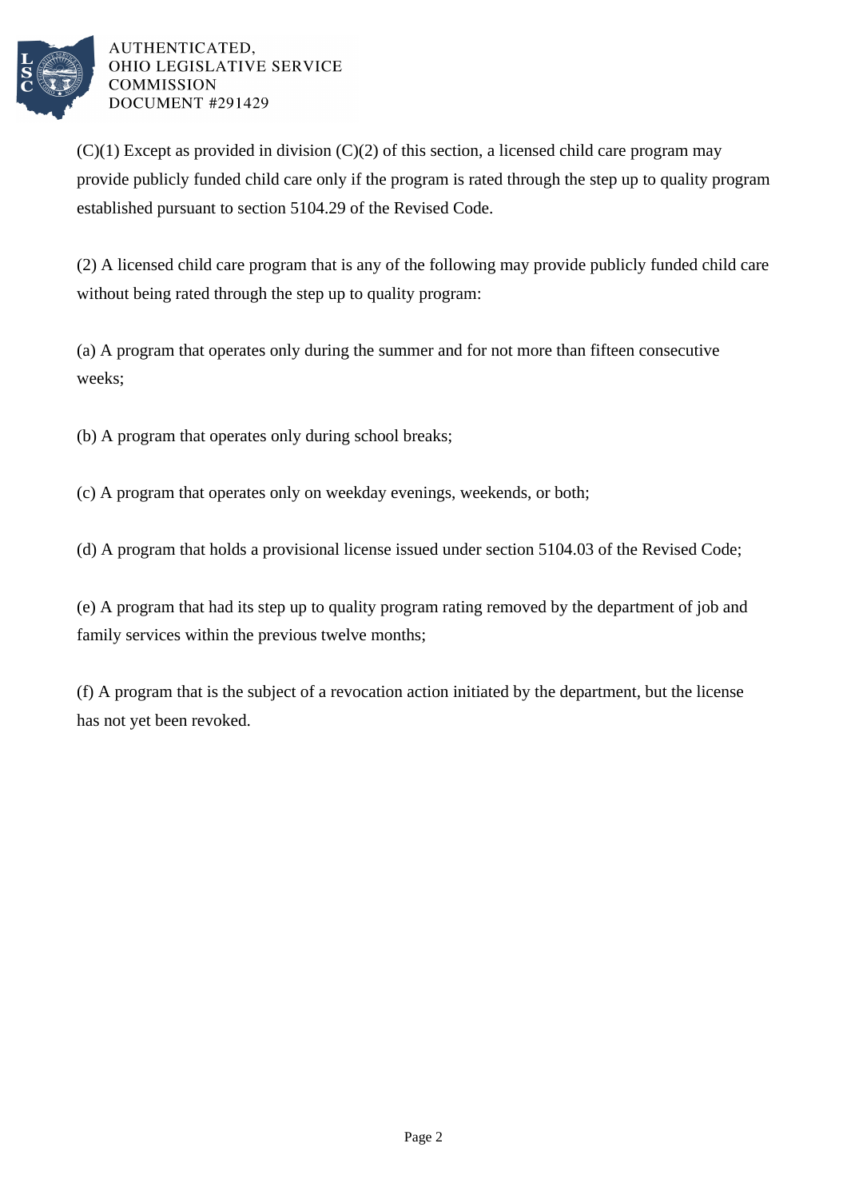(C)(1) Except as provided in division (C)(2) of this section, a licensed child care program may provide publicly funded child care only if the program is rated through the step up to quality program established pursuant to section 5104.29 of the Revised Code.

(2) A licensed child care program that is any of the following may provide publicly funded child care without being rated through the step up to quality program:

(a) A program that operates only during the summer and for not more than fifteen consecutive weeks;

(b) A program that operates only during school breaks;

(c) A program that operates only on weekday evenings, weekends, or both;

(d) A program that holds a provisional license issued under section 5104.03 of the Revised Code;

(e) A program that had its step up to quality program rating removed by the department of job and family services within the previous twelve months;

(f) A program that is the subject of a revocation action initiated by the department, but the license has not yet been revoked.